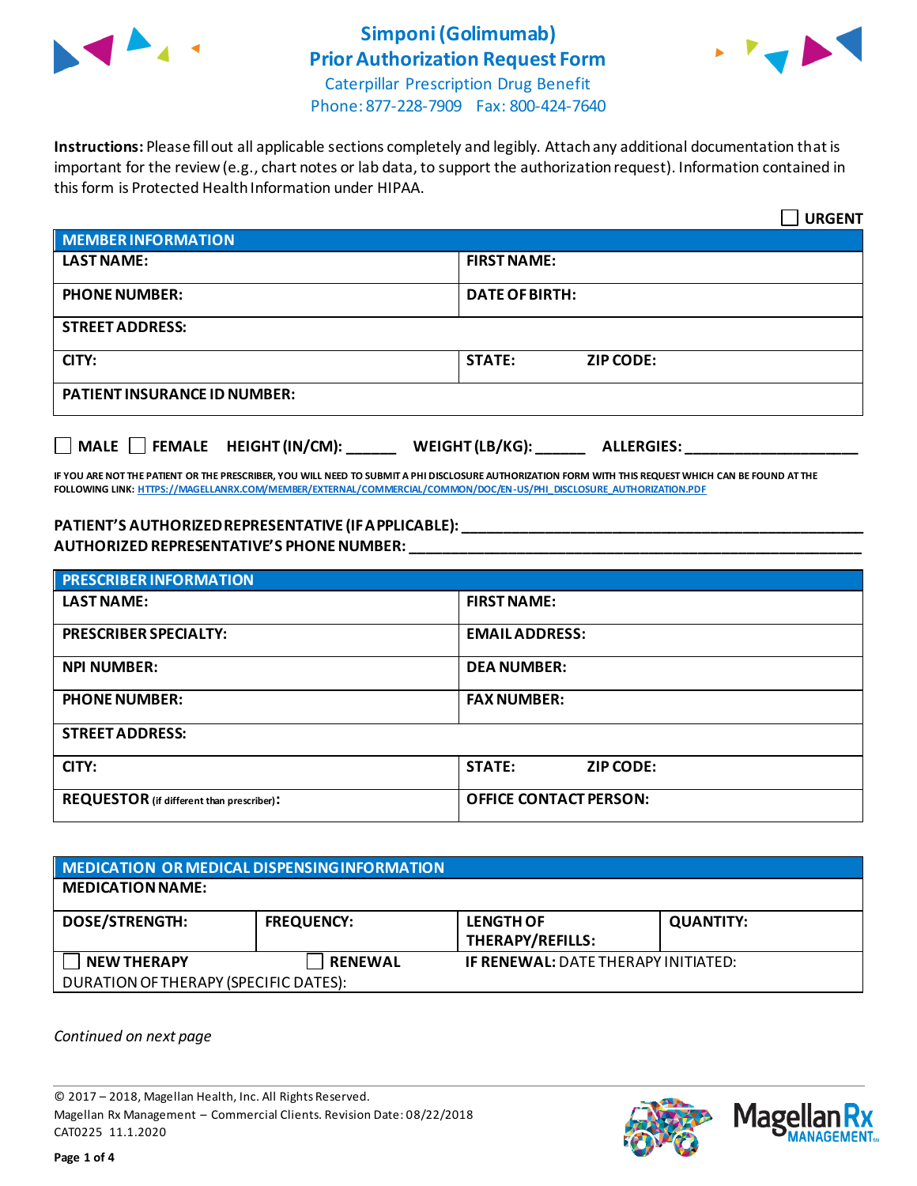# Simponi (Golimumab) Prior Authorization Request Form

Caterpillar Prescription Drug Benefit
Phone: 877-228-7909 Fax: 800-424-7640

**Instructions:** Please fill out all applicable sections completely and legibly. Attach any additional documentation that is important for the review (e.g., chart notes or lab data, to support the authorization request). Information contained in this form is Protected Health Information under HIPAA.

☐ **URGENT**

| **MEMBER INFORMATION** | |
|---|---|
| **LAST NAME:** | **FIRST NAME:** |
| **PHONE NUMBER:** | **DATE OF BIRTH:** |
| **STREET ADDRESS:** | |
| **CITY:** | **STATE:** **ZIP CODE:** |
| **PATIENT INSURANCE ID NUMBER:** | |

☐ **MALE** ☐ **FEMALE** **HEIGHT (IN/CM):** ______ **WEIGHT (LB/KG):** ______ **ALLERGIES:** ____________________

**IF YOU ARE NOT THE PATIENT OR THE PRESCRIBER, YOU WILL NEED TO SUBMIT A PHI DISCLOSURE AUTHORIZATION FORM WITH THIS REQUEST WHICH CAN BE FOUND AT THE FOLLOWING LINK:** HTTPS://MAGELLANRX.COM/MEMBER/EXTERNAL/COMMERCIAL/COMMON/DOC/EN-US/PHI_DISCLOSURE_AUTHORIZATION.PDF

**PATIENT'S AUTHORIZED REPRESENTATIVE (IF APPLICABLE):** ____________________________________________
**AUTHORIZED REPRESENTATIVE'S PHONE NUMBER:** ____________________________________________

| **PRESCRIBER INFORMATION** | |
|---|---|
| **LAST NAME:** | **FIRST NAME:** |
| **PRESCRIBER SPECIALTY:** | **EMAIL ADDRESS:** |
| **NPI NUMBER:** | **DEA NUMBER:** |
| **PHONE NUMBER:** | **FAX NUMBER:** |
| **STREET ADDRESS:** | |
| **CITY:** | **STATE:** **ZIP CODE:** |
| **REQUESTOR** (if different than prescriber)**:** | **OFFICE CONTACT PERSON:** |

| **MEDICATION OR MEDICAL DISPENSING INFORMATION** | | | |
|---|---|---|---|
| **MEDICATION NAME:** | | | |
| **DOSE/STRENGTH:** | **FREQUENCY:** | **LENGTH OF THERAPY/REFILLS:** | **QUANTITY:** |
| ☐ **NEW THERAPY** | ☐ **RENEWAL** | **IF RENEWAL:** DATE THERAPY INITIATED: | |
| DURATION OF THERAPY (SPECIFIC DATES): | | | |

*Continued on next page*

© 2017 – 2018, Magellan Health, Inc. All Rights Reserved.
Magellan Rx Management – Commercial Clients. Revision Date: 08/22/2018
CAT0225 11.1.2020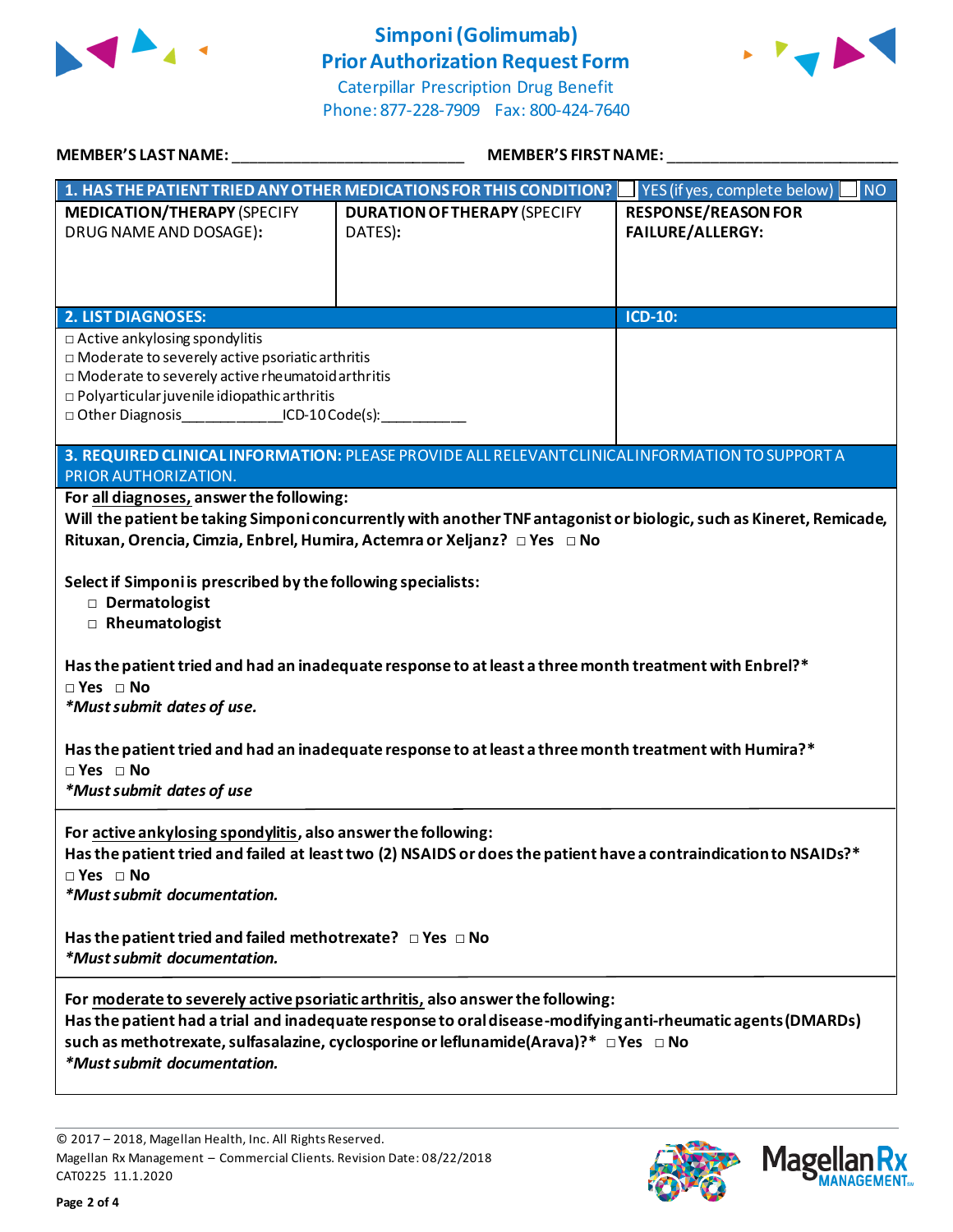# Simponi (Golimumab) Prior Authorization Request Form

Caterpillar Prescription Drug Benefit
Phone: 877-228-7909 Fax: 800-424-7640

**MEMBER'S LAST NAME:** ___________________________ **MEMBER'S FIRST NAME:** ___________________________

| **1. HAS THE PATIENT TRIED ANY OTHER MEDICATIONS FOR THIS CONDITION?** | ☐ YES (if yes, complete below) | ☐ NO |
|---|---|---|
| **MEDICATION/THERAPY** (SPECIFY DRUG NAME AND DOSAGE): | **DURATION OF THERAPY** (SPECIFY DATES): | **RESPONSE/REASON FOR FAILURE/ALLERGY:** |
| | | |

| **2. LIST DIAGNOSES:** | **ICD-10:** |
|---|---|
| □ Active ankylosing spondylitis<br>□ Moderate to severely active psoriatic arthritis<br>□ Moderate to severely active rheumatoid arthritis<br>□ Polyarticular juvenile idiopathic arthritis<br>□ Other Diagnosis____________ICD-10 Code(s):__________ | |

**3. REQUIRED CLINICAL INFORMATION:** PLEASE PROVIDE ALL RELEVANT CLINICAL INFORMATION TO SUPPORT A PRIOR AUTHORIZATION.

**For all diagnoses, answer the following:**

**Will the patient be taking Simponi concurrently with another TNF antagonist or biologic, such as Kineret, Remicade, Rituxan, Orencia, Cimzia, Enbrel, Humira, Actemra or Xeljanz?** □ **Yes** □ **No**

**Select if Simponi is prescribed by the following specialists:**

- □ **Dermatologist**
- □ **Rheumatologist**

**Has the patient tried and had an inadequate response to at least a three month treatment with Enbrel?***
□ **Yes** □ **No**
***Must submit dates of use.***

**Has the patient tried and had an inadequate response to at least a three month treatment with Humira?***
□ **Yes** □ **No**
***Must submit dates of use***

**For active ankylosing spondylitis, also answer the following:**
**Has the patient tried and failed at least two (2) NSAIDS or does the patient have a contraindication to NSAIDs?***
□ **Yes** □ **No**
***Must submit documentation.***

**Has the patient tried and failed methotrexate?** □ **Yes** □ **No**
***Must submit documentation.***

**For moderate to severely active psoriatic arthritis, also answer the following:**
**Has the patient had a trial and inadequate response to oral disease-modifying anti-rheumatic agents (DMARDs) such as methotrexate, sulfasalazine, cyclosporine or leflunamide (Arava)?*** □ **Yes** □ **No**
***Must submit documentation.***

© 2017 – 2018, Magellan Health, Inc. All Rights Reserved.
Magellan Rx Management – Commercial Clients. Revision Date: 08/22/2018
CAT0225 11.1.2020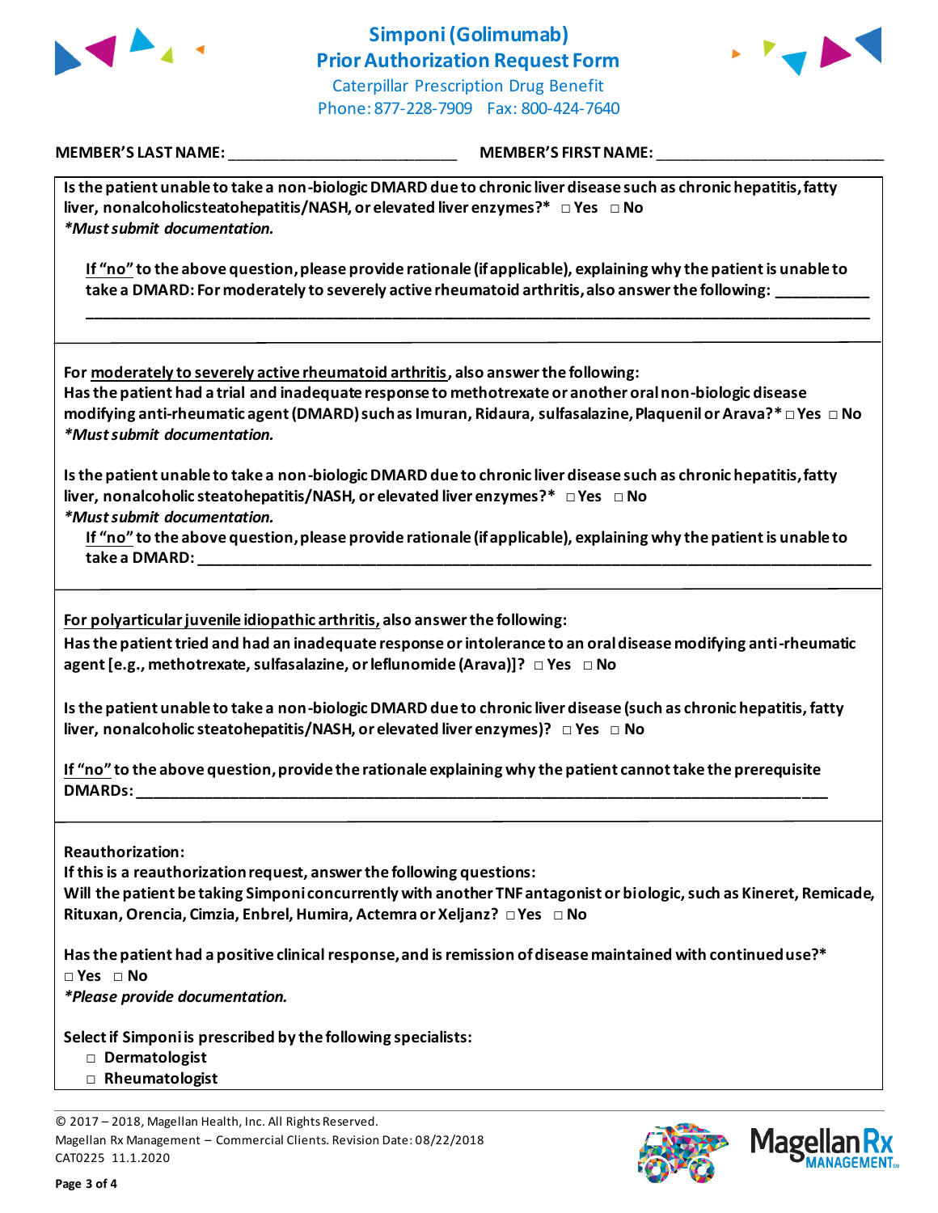# Simponi (Golimumab) Prior Authorization Request Form

Caterpillar Prescription Drug Benefit
Phone: 877-228-7909 Fax: 800-424-7640

**MEMBER'S LAST NAME:** ___________________________ **MEMBER'S FIRST NAME:** ___________________________

**Is the patient unable to take a non-biologic DMARD due to chronic liver disease such as chronic hepatitis, fatty liver, nonalcoholicsteatohepatitis/NASH, or elevated liver enzymes?*** □ Yes □ No
***Must submit documentation.***

**If "no" to the above question, please provide rationale (if applicable), explaining why the patient is unable to take a DMARD: For moderately to severely active rheumatoid arthritis, also answer the following:** ___________
_______________________________________________________________________________________________

**For moderately to severely active rheumatoid arthritis, also answer the following:**
**Has the patient had a trial and inadequate response to methotrexate or another oral non-biologic disease modifying anti-rheumatic agent (DMARD) such as Imuran, Ridaura, sulfasalazine, Plaquenil or Arava?*** □ Yes □ No
***Must submit documentation.***

**Is the patient unable to take a non-biologic DMARD due to chronic liver disease such as chronic hepatitis, fatty liver, nonalcoholic steatohepatitis/NASH, or elevated liver enzymes?*** □ Yes □ No
***Must submit documentation.***
**If "no" to the above question, please provide rationale (if applicable), explaining why the patient is unable to take a DMARD:** _______________________________________________________________________________

**For polyarticular juvenile idiopathic arthritis, also answer the following:**
**Has the patient tried and had an inadequate response or intolerance to an oral disease modifying anti-rheumatic agent [e.g., methotrexate, sulfasalazine, or leflunomide (Arava)]?** □ Yes □ No

**Is the patient unable to take a non-biologic DMARD due to chronic liver disease (such as chronic hepatitis, fatty liver, nonalcoholic steatohepatitis/NASH, or elevated liver enzymes)?** □ Yes □ No

**If "no" to the above question, provide the rationale explaining why the patient cannot take the prerequisite DMARDs:** _______________________________________________________________________________

**Reauthorization:**
**If this is a reauthorization request, answer the following questions:**
**Will the patient be taking Simponi concurrently with another TNF antagonist or biologic, such as Kineret, Remicade, Rituxan, Orencia, Cimzia, Enbrel, Humira, Actemra or Xeljanz?** □ Yes □ No

**Has the patient had a positive clinical response, and is remission of disease maintained with continued use?***
□ Yes □ No
***Please provide documentation.***

**Select if Simponi is prescribed by the following specialists:**
- □ **Dermatologist**
- □ **Rheumatologist**

© 2017 – 2018, Magellan Health, Inc. All Rights Reserved.
Magellan Rx Management – Commercial Clients. Revision Date: 08/22/2018
CAT0225 11.1.2020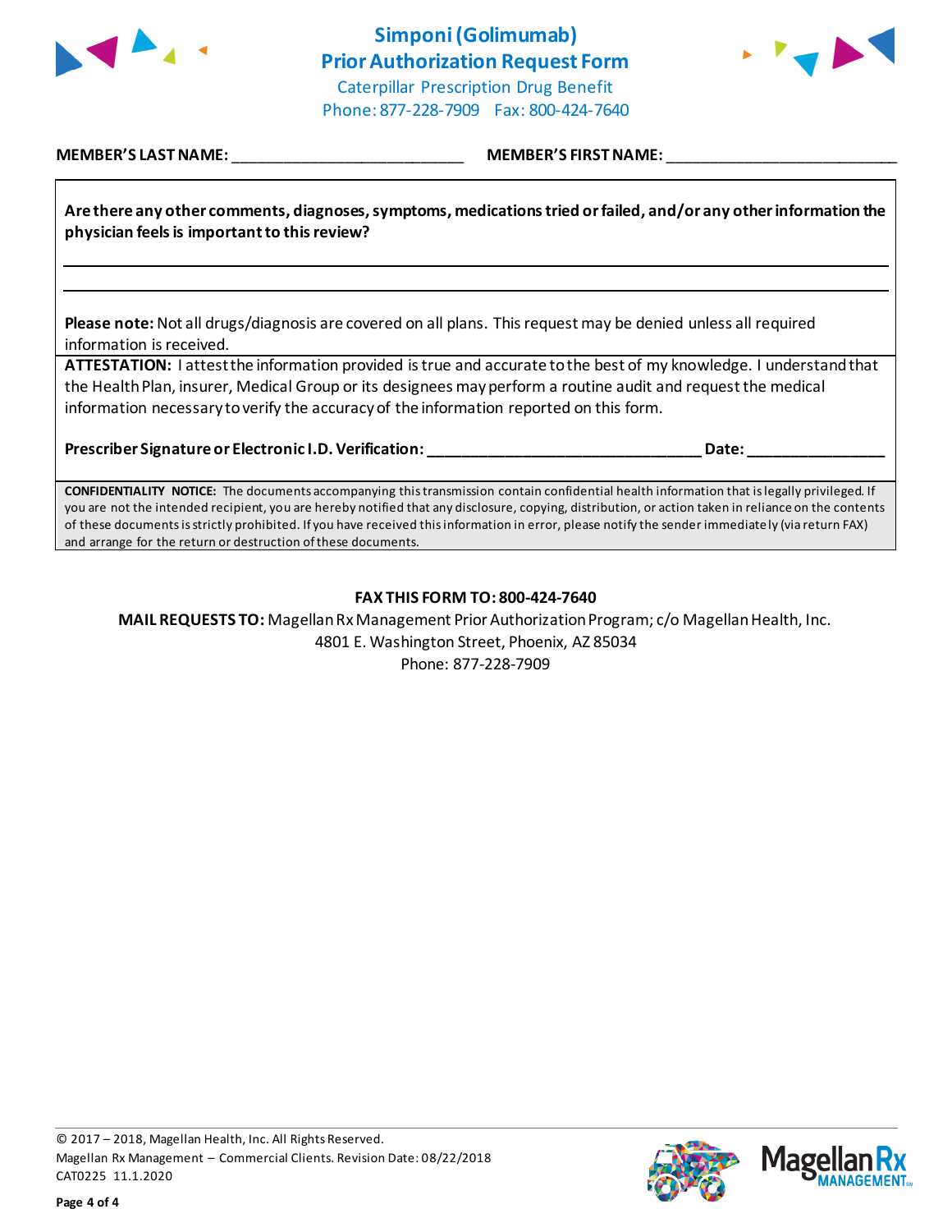# Simponi (Golimumab)
## Prior Authorization Request Form

Caterpillar Prescription Drug Benefit
Phone: 877-228-7909 Fax: 800-424-7640

**MEMBER'S LAST NAME:** ___________________________ **MEMBER'S FIRST NAME:** ___________________________

**Are there any other comments, diagnoses, symptoms, medications tried or failed, and/or any other information the physician feels is important to this review?**

_______________________________________________________________________________

_______________________________________________________________________________

**Please note:** Not all drugs/diagnosis are covered on all plans. This request may be denied unless all required information is received.

**ATTESTATION:** I attest the information provided is true and accurate to the best of my knowledge. I understand that the Health Plan, insurer, Medical Group or its designees may perform a routine audit and request the medical information necessary to verify the accuracy of the information reported on this form.

**Prescriber Signature or Electronic I.D. Verification:** ________________________________ **Date:** ________________

**CONFIDENTIALITY NOTICE:** The documents accompanying this transmission contain confidential health information that is legally privileged. If you are not the intended recipient, you are hereby notified that any disclosure, copying, distribution, or action taken in reliance on the contents of these documents is strictly prohibited. If you have received this information in error, please notify the sender immediately (via return FAX) and arrange for the return or destruction of these documents.

**FAX THIS FORM TO: 800-424-7640**

**MAIL REQUESTS TO:** Magellan Rx Management Prior Authorization Program; c/o Magellan Health, Inc.
4801 E. Washington Street, Phoenix, AZ 85034
Phone: 877-228-7909

© 2017 – 2018, Magellan Health, Inc. All Rights Reserved.
Magellan Rx Management – Commercial Clients. Revision Date: 08/22/2018
CAT0225 11.1.2020